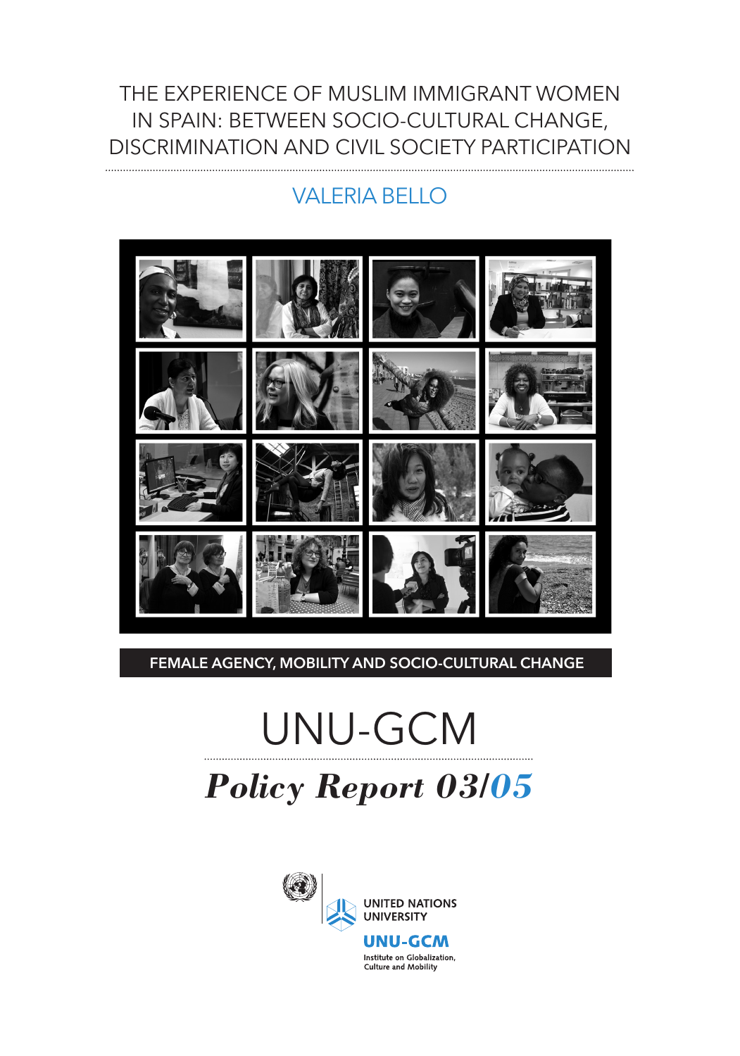# THE EXPERIENCE OF MUSLIM IMMIGRANT WOMEN IN SPAIN: BETWEEN SOCIO-CULTURAL CHANGE, DISCRIMINATION AND CIVIL SOCIETY PARTICIPATION

VALERIA BELLO

FEMALE AGENCY, MOBILITY AND SOCIO-CULTURAL CHANGE

UNU-GCM

***Policy Report 03/05***

UNITED NATIONS UNIVERSITY

UNU-GCM

Institute on Globalization, Culture and Mobility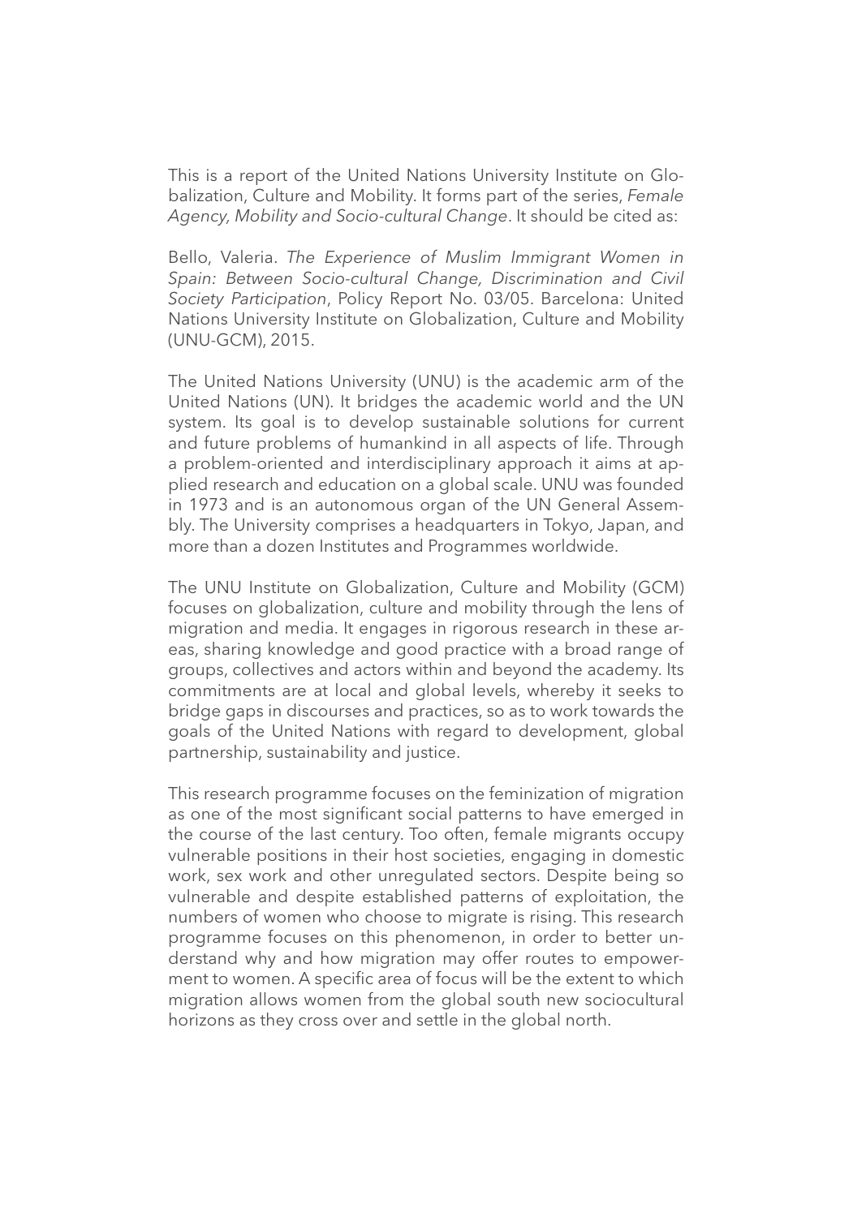This is a report of the United Nations University Institute on Globalization, Culture and Mobility. It forms part of the series, *Female Agency, Mobility and Socio-cultural Change*. It should be cited as:

Bello, Valeria. *The Experience of Muslim Immigrant Women in Spain: Between Socio-cultural Change, Discrimination and Civil Society Participation*, Policy Report No. 03/05. Barcelona: United Nations University Institute on Globalization, Culture and Mobility (UNU-GCM), 2015.

The United Nations University (UNU) is the academic arm of the United Nations (UN). It bridges the academic world and the UN system. Its goal is to develop sustainable solutions for current and future problems of humankind in all aspects of life. Through a problem-oriented and interdisciplinary approach it aims at applied research and education on a global scale. UNU was founded in 1973 and is an autonomous organ of the UN General Assembly. The University comprises a headquarters in Tokyo, Japan, and more than a dozen Institutes and Programmes worldwide.

The UNU Institute on Globalization, Culture and Mobility (GCM) focuses on globalization, culture and mobility through the lens of migration and media. It engages in rigorous research in these areas, sharing knowledge and good practice with a broad range of groups, collectives and actors within and beyond the academy. Its commitments are at local and global levels, whereby it seeks to bridge gaps in discourses and practices, so as to work towards the goals of the United Nations with regard to development, global partnership, sustainability and justice.

This research programme focuses on the feminization of migration as one of the most significant social patterns to have emerged in the course of the last century. Too often, female migrants occupy vulnerable positions in their host societies, engaging in domestic work, sex work and other unregulated sectors. Despite being so vulnerable and despite established patterns of exploitation, the numbers of women who choose to migrate is rising. This research programme focuses on this phenomenon, in order to better understand why and how migration may offer routes to empowerment to women. A specific area of focus will be the extent to which migration allows women from the global south new sociocultural horizons as they cross over and settle in the global north.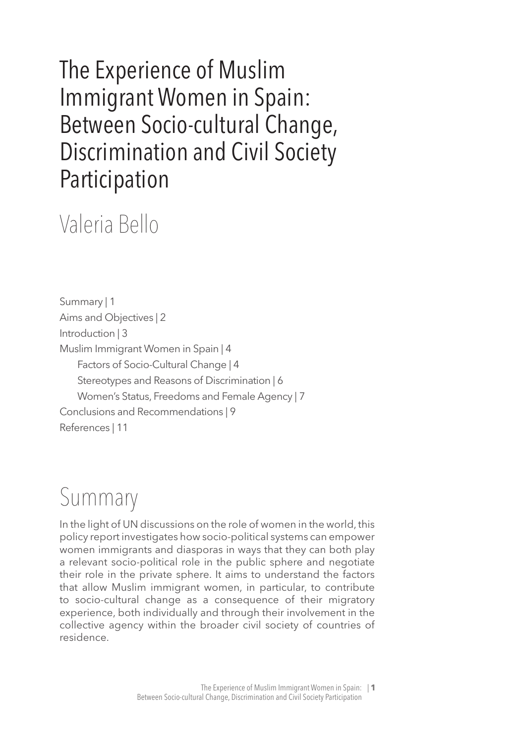# The Experience of Muslim Immigrant Women in Spain: Between Socio-cultural Change, Discrimination and Civil Society Participation

## Valeria Bello

Summary | 1
Aims and Objectives | 2
Introduction | 3
Muslim Immigrant Women in Spain | 4
  Factors of Socio-Cultural Change | 4
  Stereotypes and Reasons of Discrimination | 6
  Women's Status, Freedoms and Female Agency | 7
Conclusions and Recommendations | 9
References | 11

## Summary

In the light of UN discussions on the role of women in the world, this policy report investigates how socio-political systems can empower women immigrants and diasporas in ways that they can both play a relevant socio-political role in the public sphere and negotiate their role in the private sphere. It aims to understand the factors that allow Muslim immigrant women, in particular, to contribute to socio-cultural change as a consequence of their migratory experience, both individually and through their involvement in the collective agency within the broader civil society of countries of residence.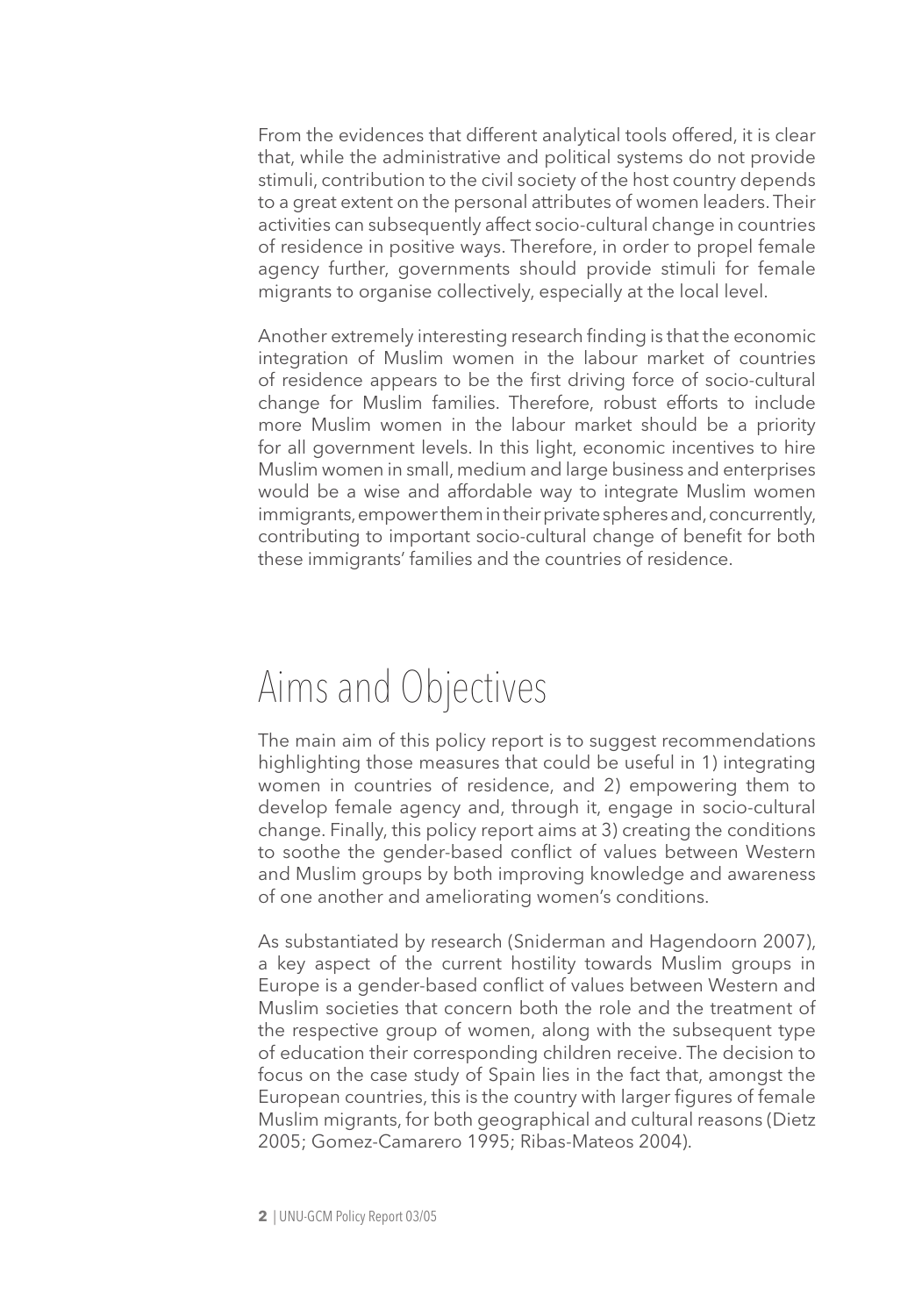From the evidences that different analytical tools offered, it is clear that, while the administrative and political systems do not provide stimuli, contribution to the civil society of the host country depends to a great extent on the personal attributes of women leaders. Their activities can subsequently affect socio-cultural change in countries of residence in positive ways. Therefore, in order to propel female agency further, governments should provide stimuli for female migrants to organise collectively, especially at the local level.

Another extremely interesting research finding is that the economic integration of Muslim women in the labour market of countries of residence appears to be the first driving force of socio-cultural change for Muslim families. Therefore, robust efforts to include more Muslim women in the labour market should be a priority for all government levels. In this light, economic incentives to hire Muslim women in small, medium and large business and enterprises would be a wise and affordable way to integrate Muslim women immigrants, empower them in their private spheres and, concurrently, contributing to important socio-cultural change of benefit for both these immigrants' families and the countries of residence.

# Aims and Objectives

The main aim of this policy report is to suggest recommendations highlighting those measures that could be useful in 1) integrating women in countries of residence, and 2) empowering them to develop female agency and, through it, engage in socio-cultural change. Finally, this policy report aims at 3) creating the conditions to soothe the gender-based conflict of values between Western and Muslim groups by both improving knowledge and awareness of one another and ameliorating women's conditions.

As substantiated by research (Sniderman and Hagendoorn 2007), a key aspect of the current hostility towards Muslim groups in Europe is a gender-based conflict of values between Western and Muslim societies that concern both the role and the treatment of the respective group of women, along with the subsequent type of education their corresponding children receive. The decision to focus on the case study of Spain lies in the fact that, amongst the European countries, this is the country with larger figures of female Muslim migrants, for both geographical and cultural reasons (Dietz 2005; Gomez-Camarero 1995; Ribas-Mateos 2004).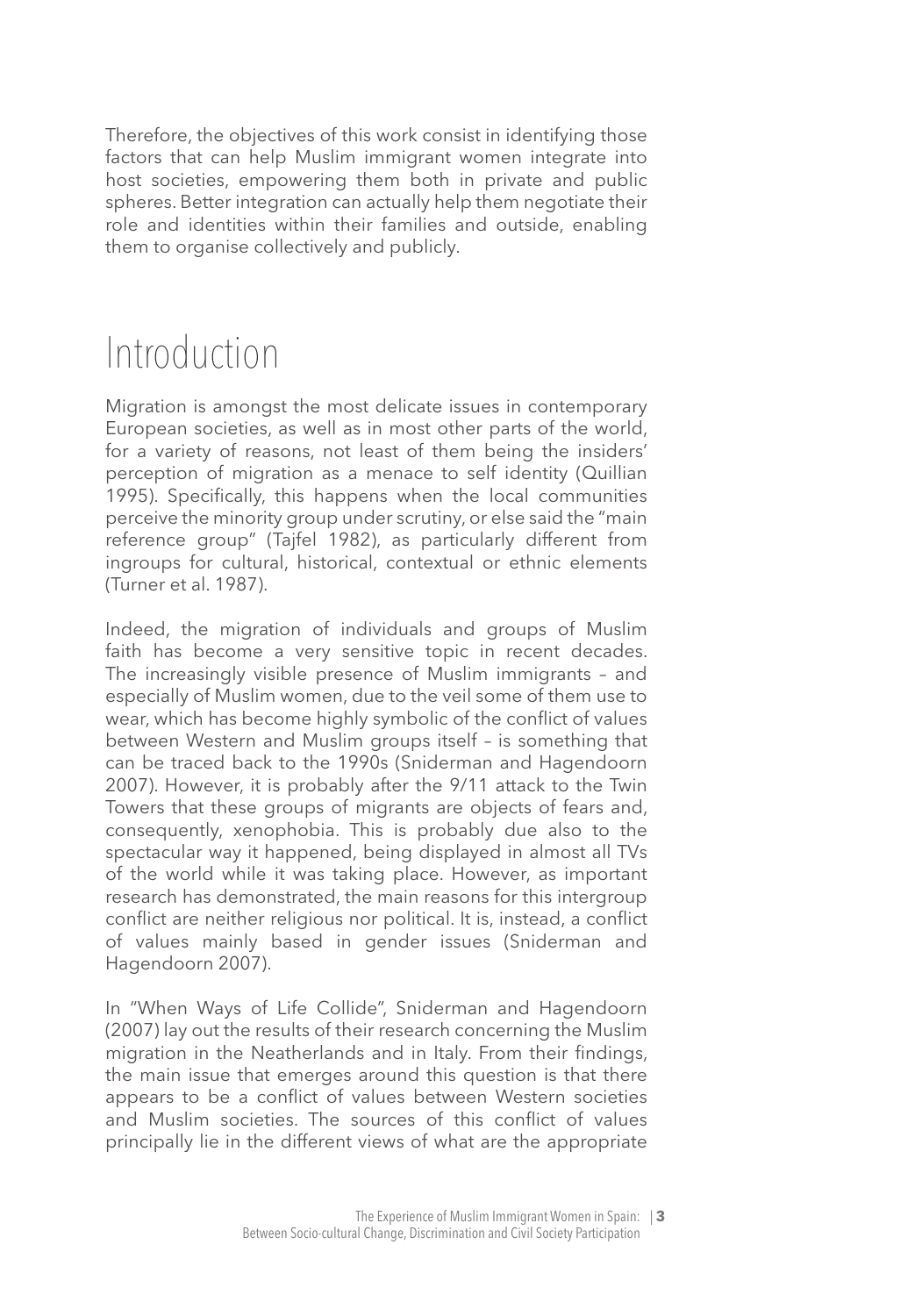Therefore, the objectives of this work consist in identifying those factors that can help Muslim immigrant women integrate into host societies, empowering them both in private and public spheres. Better integration can actually help them negotiate their role and identities within their families and outside, enabling them to organise collectively and publicly.

# Introduction

Migration is amongst the most delicate issues in contemporary European societies, as well as in most other parts of the world, for a variety of reasons, not least of them being the insiders' perception of migration as a menace to self identity (Quillian 1995). Specifically, this happens when the local communities perceive the minority group under scrutiny, or else said the "main reference group" (Tajfel 1982), as particularly different from ingroups for cultural, historical, contextual or ethnic elements (Turner et al. 1987).

Indeed, the migration of individuals and groups of Muslim faith has become a very sensitive topic in recent decades. The increasingly visible presence of Muslim immigrants – and especially of Muslim women, due to the veil some of them use to wear, which has become highly symbolic of the conflict of values between Western and Muslim groups itself – is something that can be traced back to the 1990s (Sniderman and Hagendoorn 2007). However, it is probably after the 9/11 attack to the Twin Towers that these groups of migrants are objects of fears and, consequently, xenophobia. This is probably due also to the spectacular way it happened, being displayed in almost all TVs of the world while it was taking place. However, as important research has demonstrated, the main reasons for this intergroup conflict are neither religious nor political. It is, instead, a conflict of values mainly based in gender issues (Sniderman and Hagendoorn 2007).

In "When Ways of Life Collide", Sniderman and Hagendoorn (2007) lay out the results of their research concerning the Muslim migration in the Neatherlands and in Italy. From their findings, the main issue that emerges around this question is that there appears to be a conflict of values between Western societies and Muslim societies. The sources of this conflict of values principally lie in the different views of what are the appropriate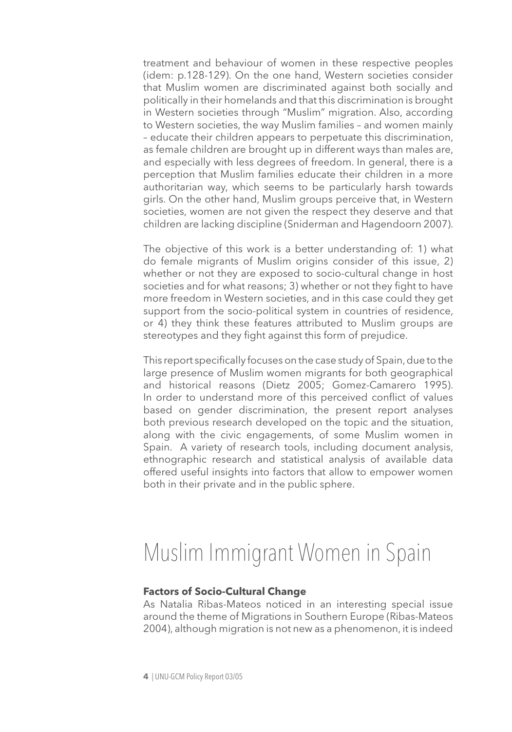treatment and behaviour of women in these respective peoples (idem: p.128-129). On the one hand, Western societies consider that Muslim women are discriminated against both socially and politically in their homelands and that this discrimination is brought in Western societies through "Muslim" migration. Also, according to Western societies, the way Muslim families – and women mainly – educate their children appears to perpetuate this discrimination, as female children are brought up in different ways than males are, and especially with less degrees of freedom. In general, there is a perception that Muslim families educate their children in a more authoritarian way, which seems to be particularly harsh towards girls. On the other hand, Muslim groups perceive that, in Western societies, women are not given the respect they deserve and that children are lacking discipline (Sniderman and Hagendoorn 2007).

The objective of this work is a better understanding of: 1) what do female migrants of Muslim origins consider of this issue, 2) whether or not they are exposed to socio-cultural change in host societies and for what reasons; 3) whether or not they fight to have more freedom in Western societies, and in this case could they get support from the socio-political system in countries of residence, or 4) they think these features attributed to Muslim groups are stereotypes and they fight against this form of prejudice.

This report specifically focuses on the case study of Spain, due to the large presence of Muslim women migrants for both geographical and historical reasons (Dietz 2005; Gomez-Camarero 1995). In order to understand more of this perceived conflict of values based on gender discrimination, the present report analyses both previous research developed on the topic and the situation, along with the civic engagements, of some Muslim women in Spain. A variety of research tools, including document analysis, ethnographic research and statistical analysis of available data offered useful insights into factors that allow to empower women both in their private and in the public sphere.

# Muslim Immigrant Women in Spain

**Factors of Socio-Cultural Change**

As Natalia Ribas-Mateos noticed in an interesting special issue around the theme of Migrations in Southern Europe (Ribas-Mateos 2004), although migration is not new as a phenomenon, it is indeed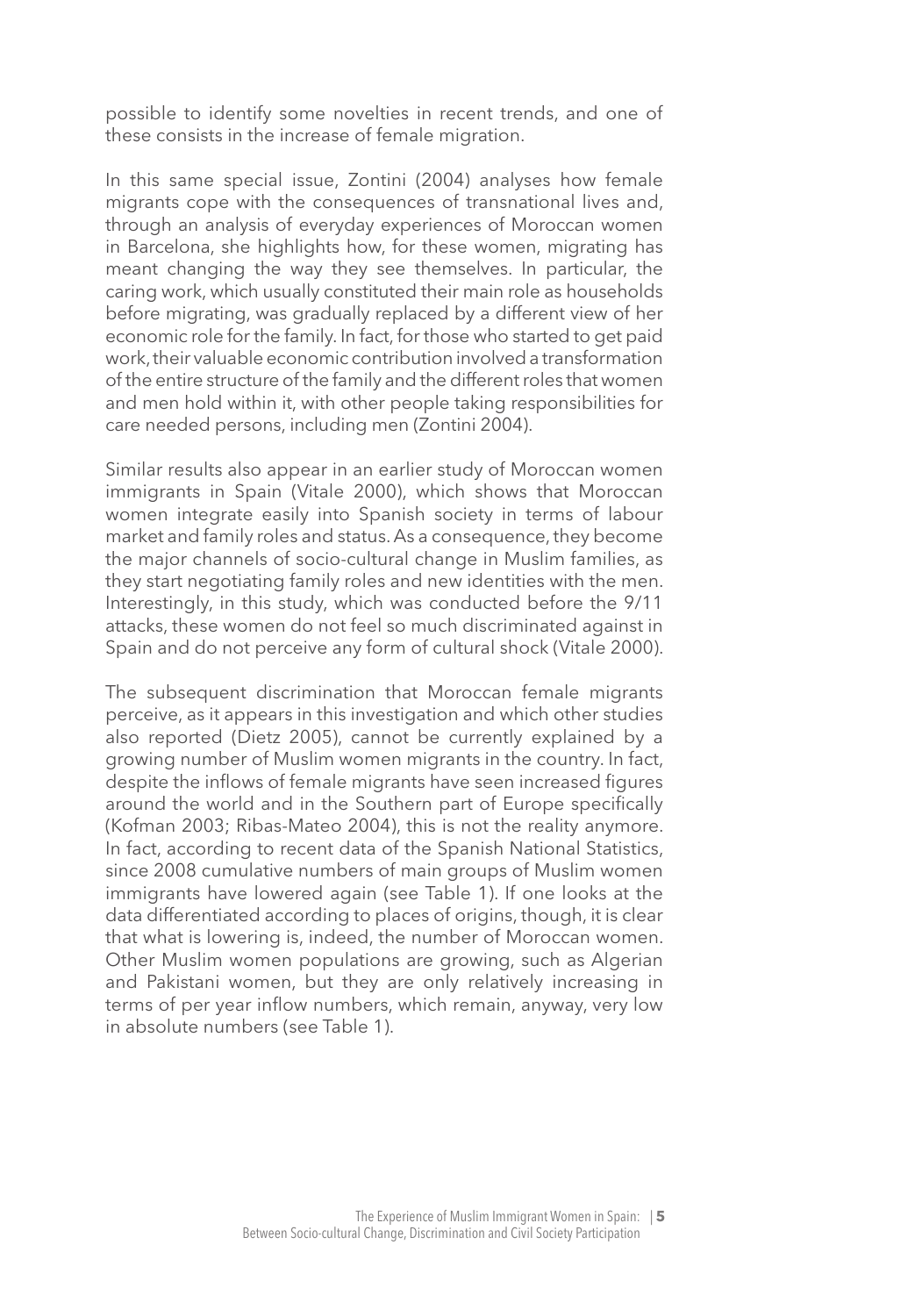possible to identify some novelties in recent trends, and one of these consists in the increase of female migration.

In this same special issue, Zontini (2004) analyses how female migrants cope with the consequences of transnational lives and, through an analysis of everyday experiences of Moroccan women in Barcelona, she highlights how, for these women, migrating has meant changing the way they see themselves. In particular, the caring work, which usually constituted their main role as households before migrating, was gradually replaced by a different view of her economic role for the family. In fact, for those who started to get paid work, their valuable economic contribution involved a transformation of the entire structure of the family and the different roles that women and men hold within it, with other people taking responsibilities for care needed persons, including men (Zontini 2004).

Similar results also appear in an earlier study of Moroccan women immigrants in Spain (Vitale 2000), which shows that Moroccan women integrate easily into Spanish society in terms of labour market and family roles and status. As a consequence, they become the major channels of socio-cultural change in Muslim families, as they start negotiating family roles and new identities with the men. Interestingly, in this study, which was conducted before the 9/11 attacks, these women do not feel so much discriminated against in Spain and do not perceive any form of cultural shock (Vitale 2000).

The subsequent discrimination that Moroccan female migrants perceive, as it appears in this investigation and which other studies also reported (Dietz 2005), cannot be currently explained by a growing number of Muslim women migrants in the country. In fact, despite the inflows of female migrants have seen increased figures around the world and in the Southern part of Europe specifically (Kofman 2003; Ribas-Mateo 2004), this is not the reality anymore. In fact, according to recent data of the Spanish National Statistics, since 2008 cumulative numbers of main groups of Muslim women immigrants have lowered again (see Table 1). If one looks at the data differentiated according to places of origins, though, it is clear that what is lowering is, indeed, the number of Moroccan women. Other Muslim women populations are growing, such as Algerian and Pakistani women, but they are only relatively increasing in terms of per year inflow numbers, which remain, anyway, very low in absolute numbers (see Table 1).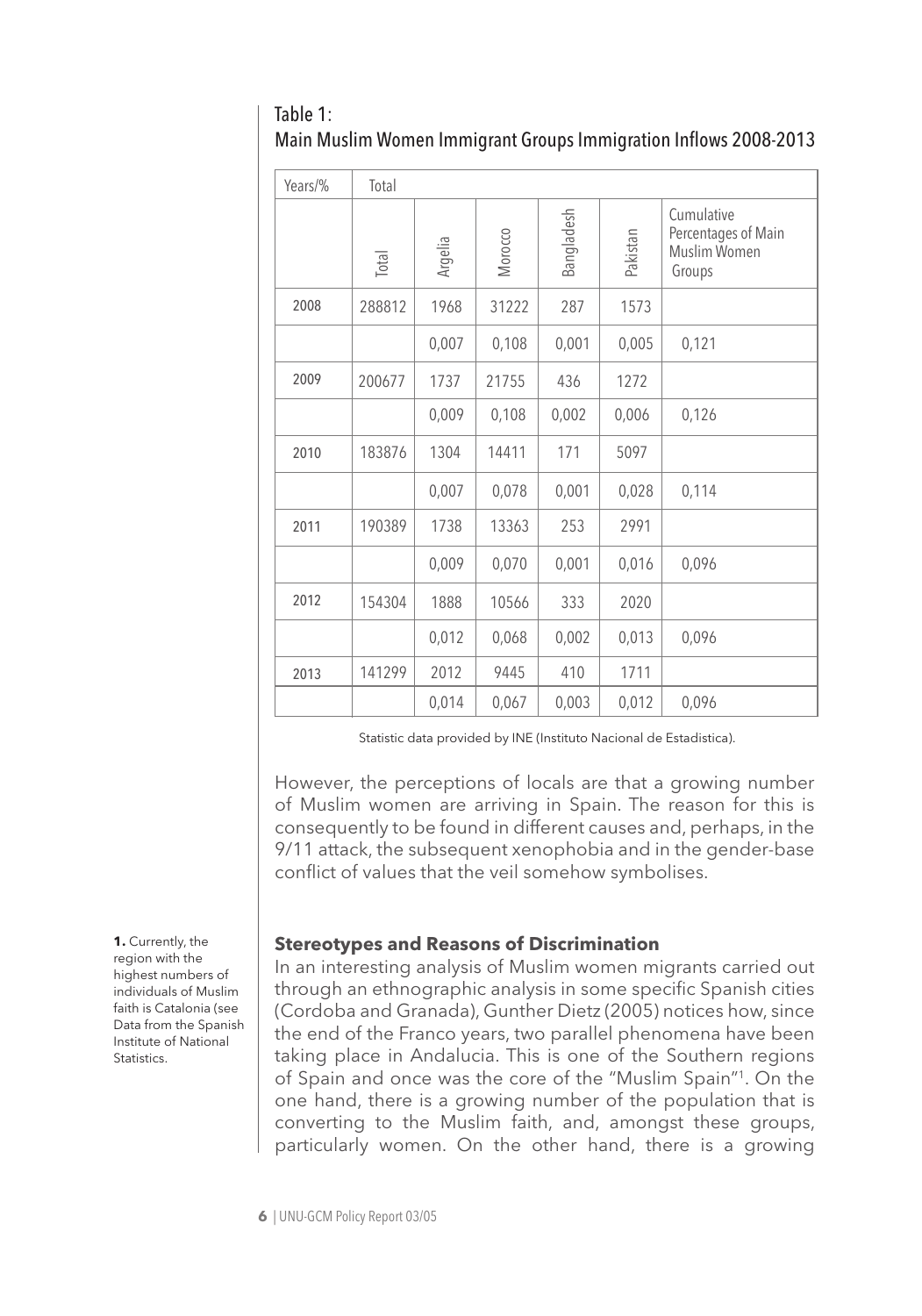Table 1:
Main Muslim Women Immigrant Groups Immigration Inflows 2008-2013

| Years/% | Total | | | | | |
|---|---|---|---|---|---|---|
| | Total | Argelia | Morocco | Bangladesh | Pakistan | Cumulative Percentages of Main Muslim Women Groups |
| 2008 | 288812 | 1968 | 31222 | 287 | 1573 | |
| | | 0,007 | 0,108 | 0,001 | 0,005 | 0,121 |
| 2009 | 200677 | 1737 | 21755 | 436 | 1272 | |
| | | 0,009 | 0,108 | 0,002 | 0,006 | 0,126 |
| 2010 | 183876 | 1304 | 14411 | 171 | 5097 | |
| | | 0,007 | 0,078 | 0,001 | 0,028 | 0,114 |
| 2011 | 190389 | 1738 | 13363 | 253 | 2991 | |
| | | 0,009 | 0,070 | 0,001 | 0,016 | 0,096 |
| 2012 | 154304 | 1888 | 10566 | 333 | 2020 | |
| | | 0,012 | 0,068 | 0,002 | 0,013 | 0,096 |
| 2013 | 141299 | 2012 | 9445 | 410 | 1711 | |
| | | 0,014 | 0,067 | 0,003 | 0,012 | 0,096 |

Statistic data provided by INE (Instituto Nacional de Estadistica).

However, the perceptions of locals are that a growing number of Muslim women are arriving in Spain. The reason for this is consequently to be found in different causes and, perhaps, in the 9/11 attack, the subsequent xenophobia and in the gender-base conflict of values that the veil somehow symbolises.

## Stereotypes and Reasons of Discrimination

In an interesting analysis of Muslim women migrants carried out through an ethnographic analysis in some specific Spanish cities (Cordoba and Granada), Gunther Dietz (2005) notices how, since the end of the Franco years, two parallel phenomena have been taking place in Andalucia. This is one of the Southern regions of Spain and once was the core of the "Muslim Spain"[1]. On the one hand, there is a growing number of the population that is converting to the Muslim faith, and, amongst these groups, particularly women. On the other hand, there is a growing

**1.** Currently, the region with the highest numbers of individuals of Muslim faith is Catalonia (see Data from the Spanish Institute of National Statistics.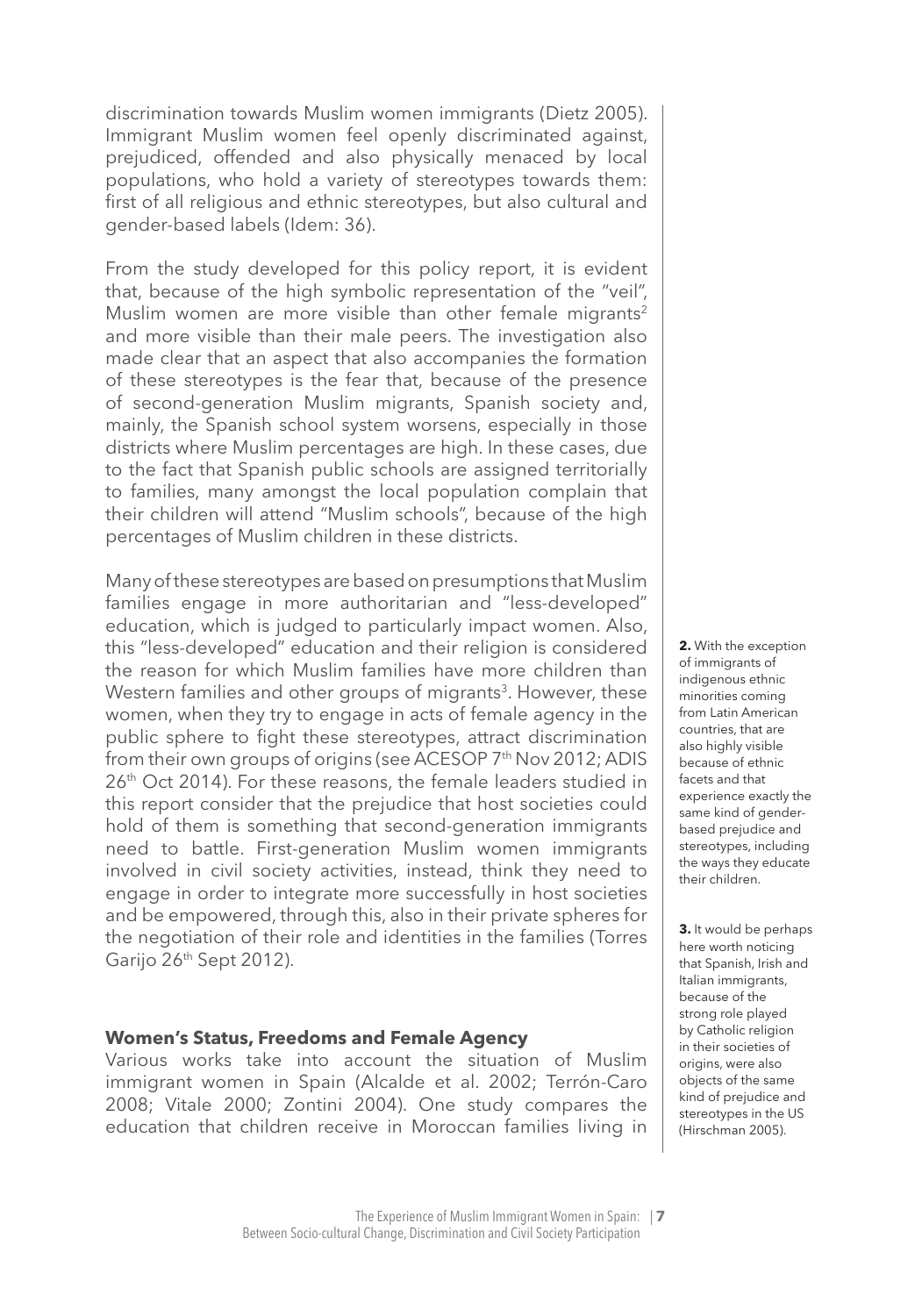discrimination towards Muslim women immigrants (Dietz 2005). Immigrant Muslim women feel openly discriminated against, prejudiced, offended and also physically menaced by local populations, who hold a variety of stereotypes towards them: first of all religious and ethnic stereotypes, but also cultural and gender-based labels (Idem: 36).

From the study developed for this policy report, it is evident that, because of the high symbolic representation of the "veil", Muslim women are more visible than other female migrants[2] and more visible than their male peers. The investigation also made clear that an aspect that also accompanies the formation of these stereotypes is the fear that, because of the presence of second-generation Muslim migrants, Spanish society and, mainly, the Spanish school system worsens, especially in those districts where Muslim percentages are high. In these cases, due to the fact that Spanish public schools are assigned territorially to families, many amongst the local population complain that their children will attend "Muslim schools", because of the high percentages of Muslim children in these districts.

Many of these stereotypes are based on presumptions that Muslim families engage in more authoritarian and "less-developed" education, which is judged to particularly impact women. Also, this "less-developed" education and their religion is considered the reason for which Muslim families have more children than Western families and other groups of migrants[3]. However, these women, when they try to engage in acts of female agency in the public sphere to fight these stereotypes, attract discrimination from their own groups of origins (see ACESOP 7th Nov 2012; ADIS 26th Oct 2014). For these reasons, the female leaders studied in this report consider that the prejudice that host societies could hold of them is something that second-generation immigrants need to battle. First-generation Muslim women immigrants involved in civil society activities, instead, think they need to engage in order to integrate more successfully in host societies and be empowered, through this, also in their private spheres for the negotiation of their role and identities in the families (Torres Garijo 26th Sept 2012).

### Women's Status, Freedoms and Female Agency

Various works take into account the situation of Muslim immigrant women in Spain (Alcalde et al. 2002; Terrón-Caro 2008; Vitale 2000; Zontini 2004). One study compares the education that children receive in Moroccan families living in

**2.** With the exception of immigrants of indigenous ethnic minorities coming from Latin American countries, that are also highly visible because of ethnic facets and that experience exactly the same kind of gender-based prejudice and stereotypes, including the ways they educate their children.

**3.** It would be perhaps here worth noticing that Spanish, Irish and Italian immigrants, because of the strong role played by Catholic religion in their societies of origins, were also objects of the same kind of prejudice and stereotypes in the US (Hirschman 2005).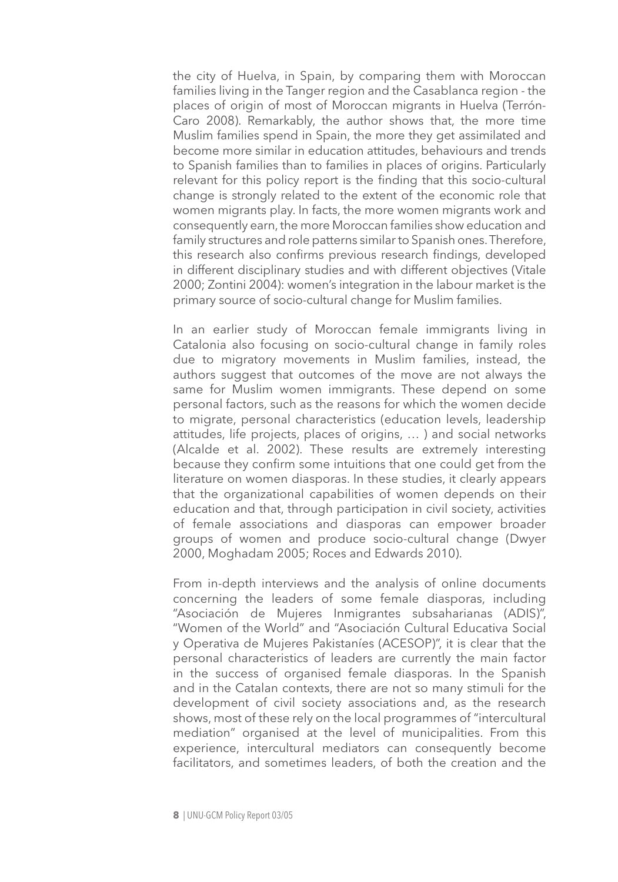the city of Huelva, in Spain, by comparing them with Moroccan families living in the Tanger region and the Casablanca region - the places of origin of most of Moroccan migrants in Huelva (Terrón-Caro 2008). Remarkably, the author shows that, the more time Muslim families spend in Spain, the more they get assimilated and become more similar in education attitudes, behaviours and trends to Spanish families than to families in places of origins. Particularly relevant for this policy report is the finding that this socio-cultural change is strongly related to the extent of the economic role that women migrants play. In facts, the more women migrants work and consequently earn, the more Moroccan families show education and family structures and role patterns similar to Spanish ones. Therefore, this research also confirms previous research findings, developed in different disciplinary studies and with different objectives (Vitale 2000; Zontini 2004): women's integration in the labour market is the primary source of socio-cultural change for Muslim families.

In an earlier study of Moroccan female immigrants living in Catalonia also focusing on socio-cultural change in family roles due to migratory movements in Muslim families, instead, the authors suggest that outcomes of the move are not always the same for Muslim women immigrants. These depend on some personal factors, such as the reasons for which the women decide to migrate, personal characteristics (education levels, leadership attitudes, life projects, places of origins, … ) and social networks (Alcalde et al. 2002). These results are extremely interesting because they confirm some intuitions that one could get from the literature on women diasporas. In these studies, it clearly appears that the organizational capabilities of women depends on their education and that, through participation in civil society, activities of female associations and diasporas can empower broader groups of women and produce socio-cultural change (Dwyer 2000, Moghadam 2005; Roces and Edwards 2010).

From in-depth interviews and the analysis of online documents concerning the leaders of some female diasporas, including "Asociación de Mujeres Inmigrantes subsaharianas (ADIS)", "Women of the World" and "Asociación Cultural Educativa Social y Operativa de Mujeres Pakistaníes (ACESOP)", it is clear that the personal characteristics of leaders are currently the main factor in the success of organised female diasporas. In the Spanish and in the Catalan contexts, there are not so many stimuli for the development of civil society associations and, as the research shows, most of these rely on the local programmes of "intercultural mediation" organised at the level of municipalities. From this experience, intercultural mediators can consequently become facilitators, and sometimes leaders, of both the creation and the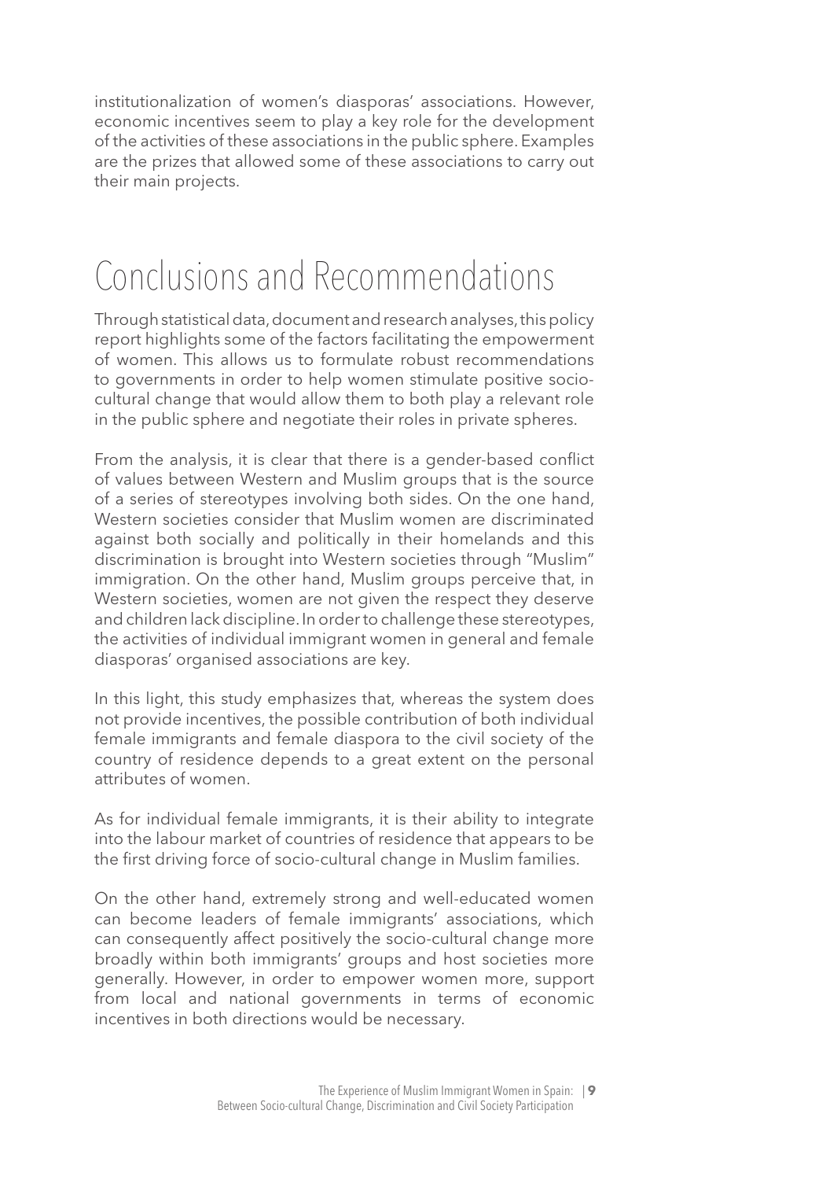institutionalization of women's diasporas' associations. However, economic incentives seem to play a key role for the development of the activities of these associations in the public sphere. Examples are the prizes that allowed some of these associations to carry out their main projects.

# Conclusions and Recommendations

Through statistical data, document and research analyses, this policy report highlights some of the factors facilitating the empowerment of women. This allows us to formulate robust recommendations to governments in order to help women stimulate positive socio-cultural change that would allow them to both play a relevant role in the public sphere and negotiate their roles in private spheres.

From the analysis, it is clear that there is a gender-based conflict of values between Western and Muslim groups that is the source of a series of stereotypes involving both sides. On the one hand, Western societies consider that Muslim women are discriminated against both socially and politically in their homelands and this discrimination is brought into Western societies through "Muslim" immigration. On the other hand, Muslim groups perceive that, in Western societies, women are not given the respect they deserve and children lack discipline. In order to challenge these stereotypes, the activities of individual immigrant women in general and female diasporas' organised associations are key.

In this light, this study emphasizes that, whereas the system does not provide incentives, the possible contribution of both individual female immigrants and female diaspora to the civil society of the country of residence depends to a great extent on the personal attributes of women.

As for individual female immigrants, it is their ability to integrate into the labour market of countries of residence that appears to be the first driving force of socio-cultural change in Muslim families.

On the other hand, extremely strong and well-educated women can become leaders of female immigrants' associations, which can consequently affect positively the socio-cultural change more broadly within both immigrants' groups and host societies more generally. However, in order to empower women more, support from local and national governments in terms of economic incentives in both directions would be necessary.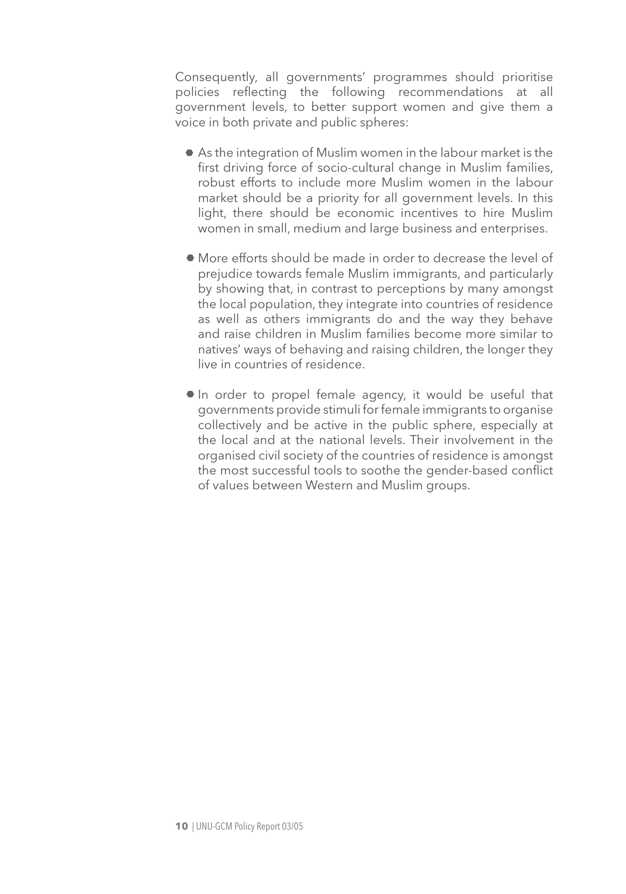Consequently, all governments' programmes should prioritise policies reflecting the following recommendations at all government levels, to better support women and give them a voice in both private and public spheres:

- As the integration of Muslim women in the labour market is the first driving force of socio-cultural change in Muslim families, robust efforts to include more Muslim women in the labour market should be a priority for all government levels. In this light, there should be economic incentives to hire Muslim women in small, medium and large business and enterprises.

- More efforts should be made in order to decrease the level of prejudice towards female Muslim immigrants, and particularly by showing that, in contrast to perceptions by many amongst the local population, they integrate into countries of residence as well as others immigrants do and the way they behave and raise children in Muslim families become more similar to natives' ways of behaving and raising children, the longer they live in countries of residence.

- In order to propel female agency, it would be useful that governments provide stimuli for female immigrants to organise collectively and be active in the public sphere, especially at the local and at the national levels. Their involvement in the organised civil society of the countries of residence is amongst the most successful tools to soothe the gender-based conflict of values between Western and Muslim groups.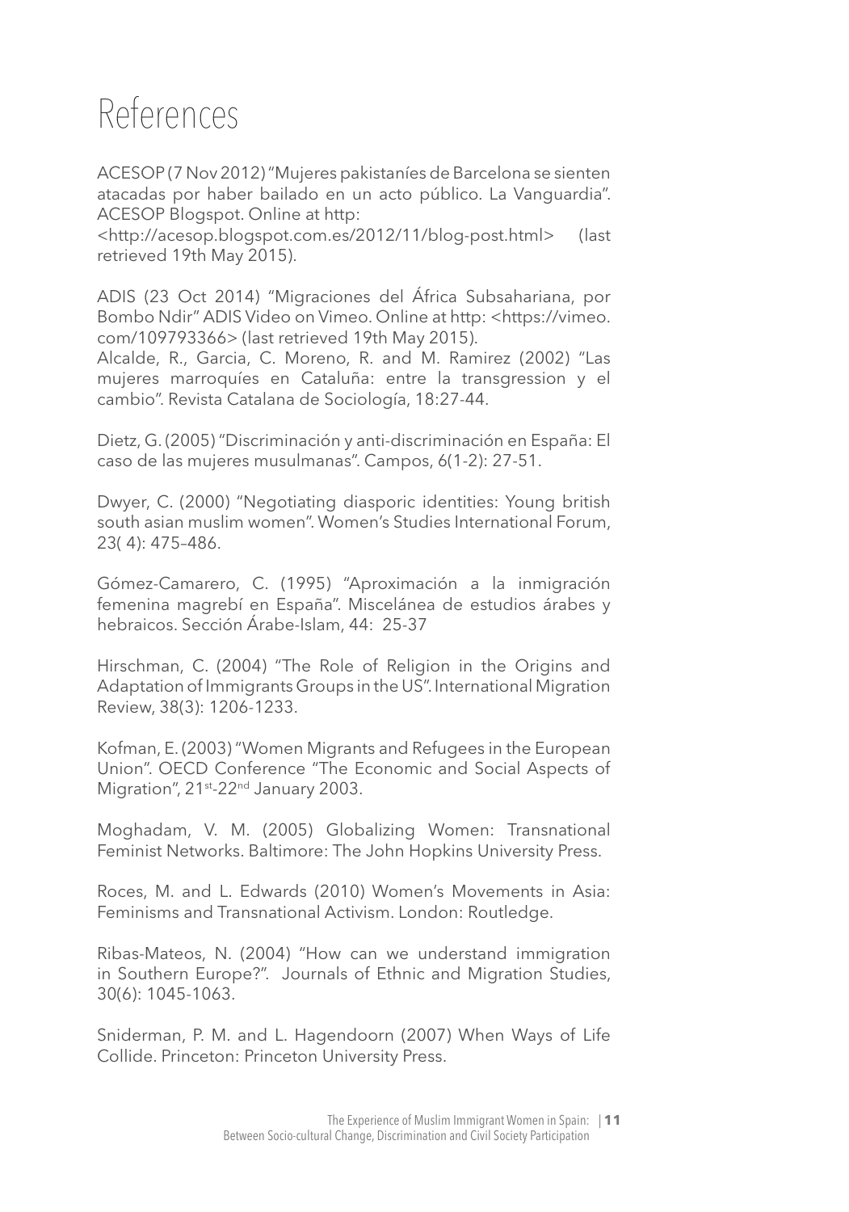# References

ACESOP (7 Nov 2012) "Mujeres pakistaníes de Barcelona se sienten atacadas por haber bailado en un acto público. La Vanguardia". ACESOP Blogspot. Online at http: <http://acesop.blogspot.com.es/2012/11/blog-post.html> (last retrieved 19th May 2015).

ADIS (23 Oct 2014) "Migraciones del África Subsahariana, por Bombo Ndir" ADIS Video on Vimeo. Online at http: <https://vimeo.com/109793366> (last retrieved 19th May 2015).

Alcalde, R., Garcia, C. Moreno, R. and M. Ramirez (2002) "Las mujeres marroquíes en Cataluña: entre la transgression y el cambio". Revista Catalana de Sociología, 18:27-44.

Dietz, G. (2005) "Discriminación y anti-discriminación en España: El caso de las mujeres musulmanas". Campos, 6(1-2): 27-51.

Dwyer, C. (2000) "Negotiating diasporic identities: Young british south asian muslim women". Women's Studies International Forum, 23( 4): 475–486.

Gómez-Camarero, C. (1995) "Aproximación a la inmigración femenina magrebí en España". Miscelánea de estudios árabes y hebraicos. Sección Árabe-Islam, 44: 25-37

Hirschman, C. (2004) "The Role of Religion in the Origins and Adaptation of Immigrants Groups in the US". International Migration Review, 38(3): 1206-1233.

Kofman, E. (2003) "Women Migrants and Refugees in the European Union". OECD Conference "The Economic and Social Aspects of Migration", 21st-22nd January 2003.

Moghadam, V. M. (2005) Globalizing Women: Transnational Feminist Networks. Baltimore: The John Hopkins University Press.

Roces, M. and L. Edwards (2010) Women's Movements in Asia: Feminisms and Transnational Activism. London: Routledge.

Ribas-Mateos, N. (2004) "How can we understand immigration in Southern Europe?". Journals of Ethnic and Migration Studies, 30(6): 1045-1063.

Sniderman, P. M. and L. Hagendoorn (2007) When Ways of Life Collide. Princeton: Princeton University Press.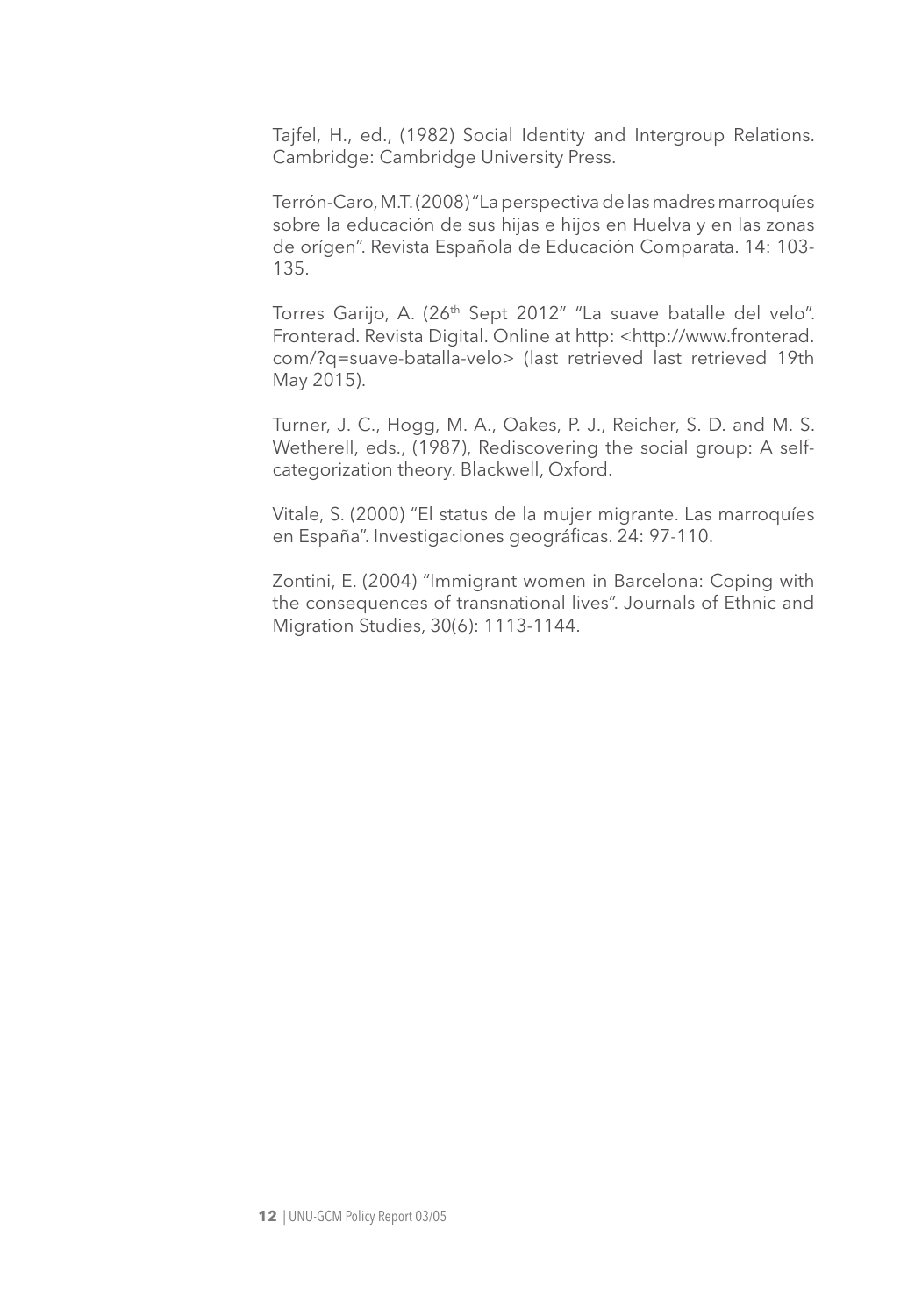Tajfel, H., ed., (1982) Social Identity and Intergroup Relations. Cambridge: Cambridge University Press.

Terrón-Caro, M.T. (2008) "La perspectiva de las madres marroquíes sobre la educación de sus hijas e hijos en Huelva y en las zonas de orígen". Revista Española de Educación Comparata. 14: 103-135.

Torres Garijo, A. (26th Sept 2012" "La suave batalle del velo". Fronterad. Revista Digital. Online at http: <http://www.fronterad.com/?q=suave-batalla-velo> (last retrieved last retrieved 19th May 2015).

Turner, J. C., Hogg, M. A., Oakes, P. J., Reicher, S. D. and M. S. Wetherell, eds., (1987), Rediscovering the social group: A self-categorization theory. Blackwell, Oxford.

Vitale, S. (2000) "El status de la mujer migrante. Las marroquíes en España". Investigaciones geográficas. 24: 97-110.

Zontini, E. (2004) "Immigrant women in Barcelona: Coping with the consequences of transnational lives". Journals of Ethnic and Migration Studies, 30(6): 1113-1144.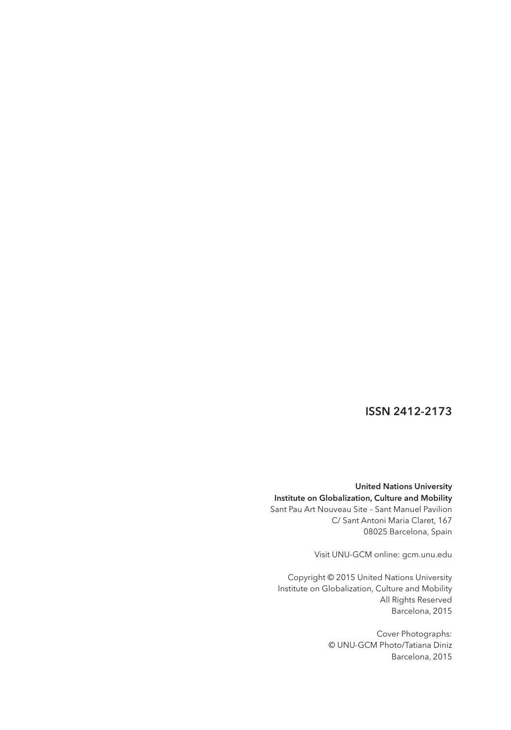**ISSN 2412-2173**

**United Nations University**
**Institute on Globalization, Culture and Mobility**
Sant Pau Art Nouveau Site – Sant Manuel Pavilion
C/ Sant Antoni Maria Claret, 167
08025 Barcelona, Spain

Visit UNU-GCM online: gcm.unu.edu

Copyright © 2015 United Nations University
Institute on Globalization, Culture and Mobility
All Rights Reserved
Barcelona, 2015

Cover Photographs:
© UNU-GCM Photo/Tatiana Diniz
Barcelona, 2015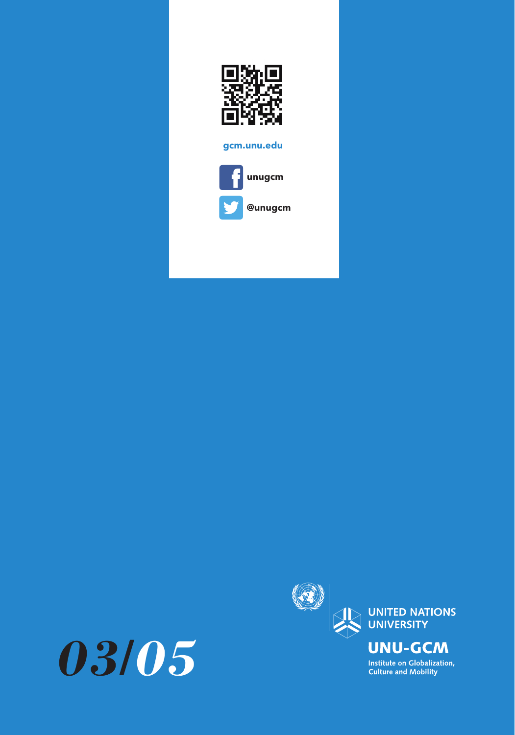gcm.unu.edu

unugcm

@unugcm

UNITED NATIONS UNIVERSITY

UNU-GCM

Institute on Globalization, Culture and Mobility

*03/05*